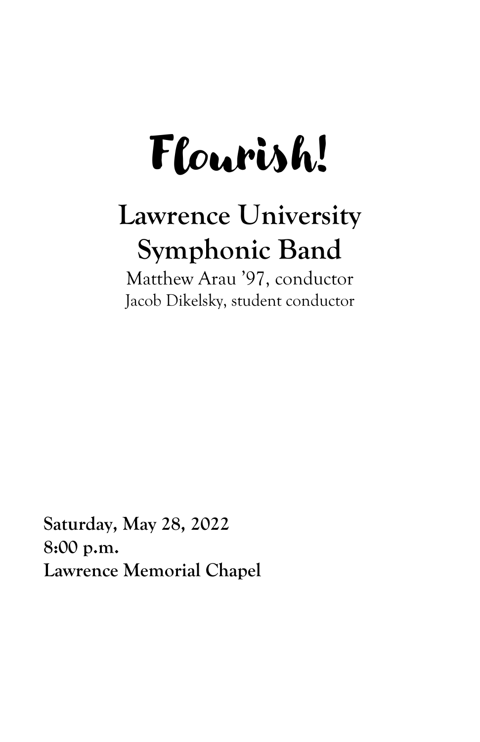# Flourish!

## Lawrence University Symphonic Band

Matthew Arau ’97, conductor
Jacob Dikelsky, student conductor

**Saturday, May 28, 2022**
**8:00 p.m.**
**Lawrence Memorial Chapel**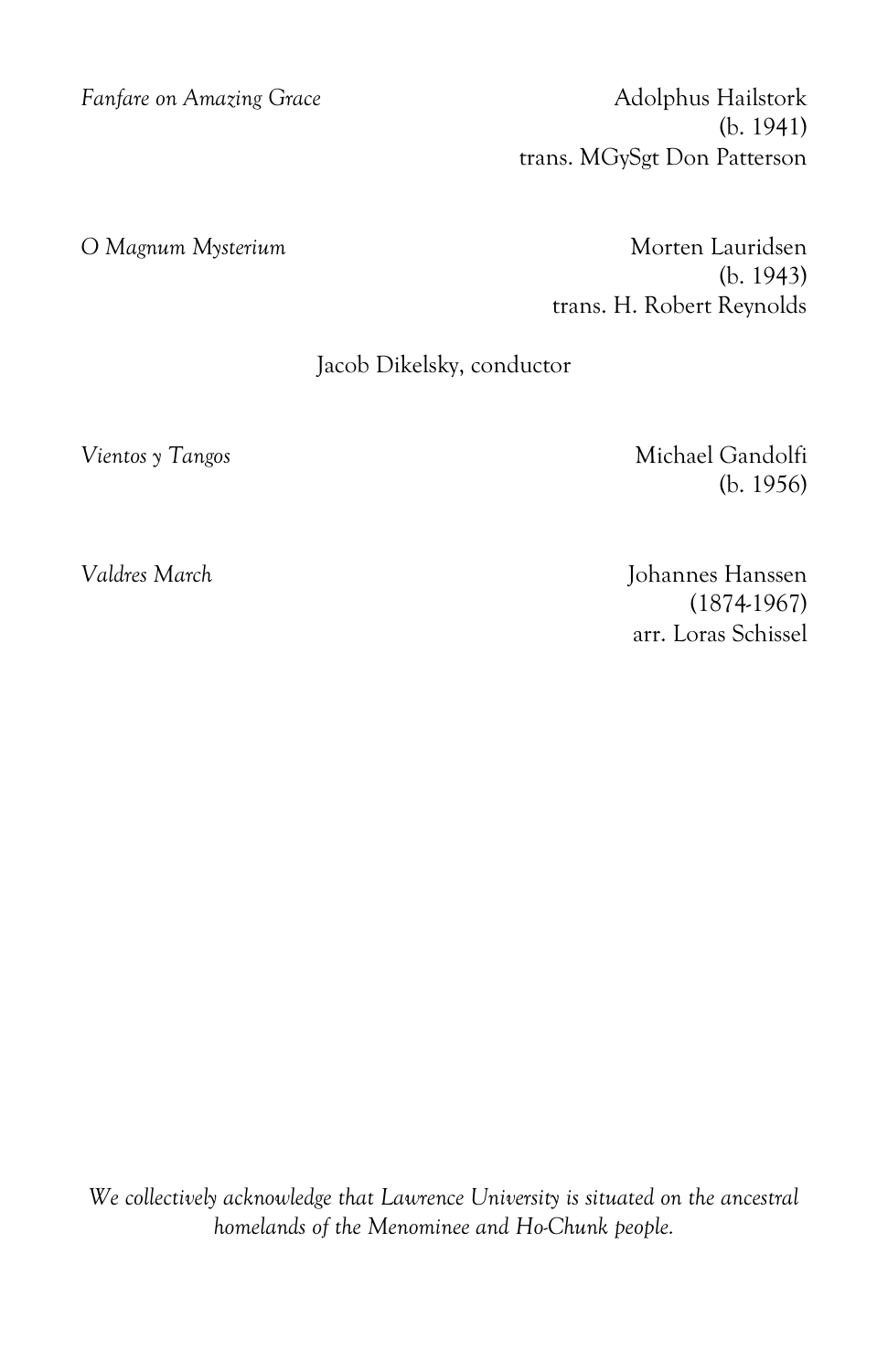*Fanfare on Amazing Grace* | Adolphus Hailstork
(b. 1941)
trans. MGySgt Don Patterson

*O Magnum Mysterium* | Morten Lauridsen
(b. 1943)
trans. H. Robert Reynolds

Jacob Dikelsky, conductor

*Vientos y Tangos* | Michael Gandolfi
(b. 1956)

*Valdres March* | Johannes Hanssen
(1874-1967)
arr. Loras Schissel

*We collectively acknowledge that Lawrence University is situated on the ancestral homelands of the Menominee and Ho-Chunk people.*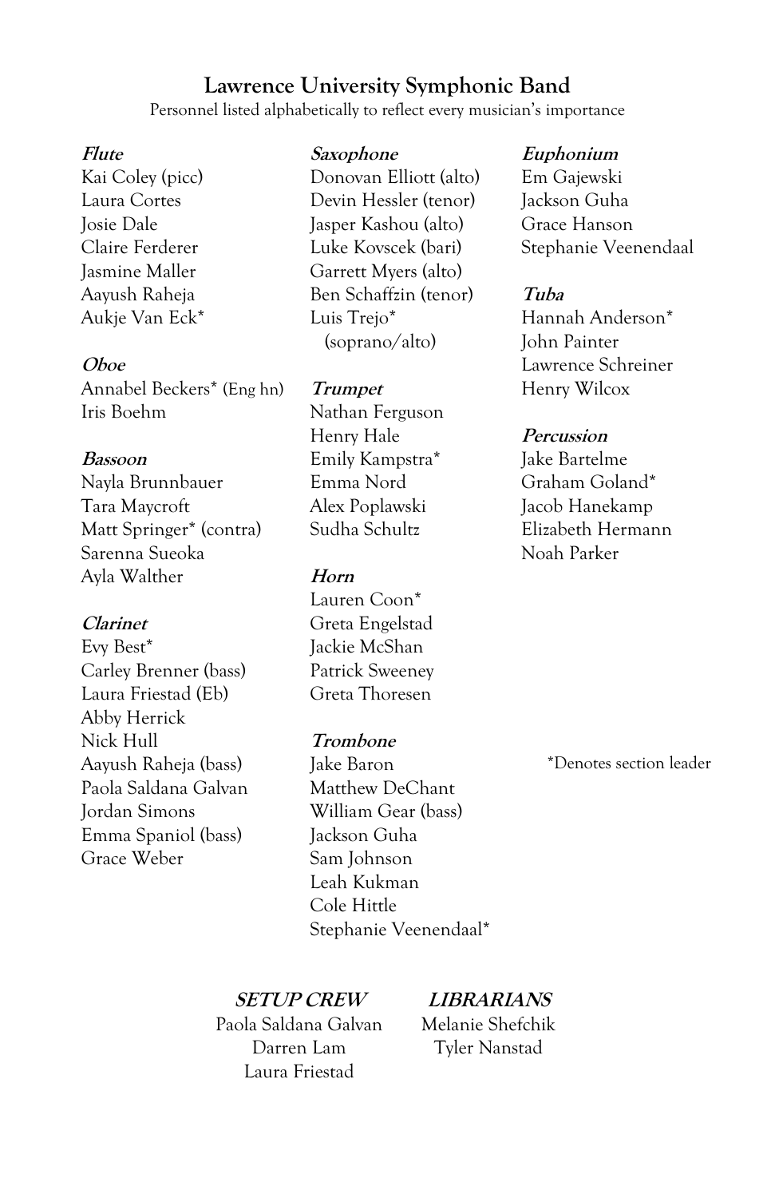## Lawrence University Symphonic Band

Personnel listed alphabetically to reflect every musician's importance

***Flute***
Kai Coley (picc)
Laura Cortes
Josie Dale
Claire Ferderer
Jasmine Maller
Aayush Raheja
Aukje Van Eck*

***Oboe***
Annabel Beckers* (Eng hn)
Iris Boehm

***Bassoon***
Nayla Brunnbauer
Tara Maycroft
Matt Springer* (contra)
Sarenna Sueoka
Ayla Walther

***Clarinet***
Evy Best*
Carley Brenner (bass)
Laura Friestad (Eb)
Abby Herrick
Nick Hull
Aayush Raheja (bass)
Paola Saldana Galvan
Jordan Simons
Emma Spaniol (bass)
Grace Weber

***Saxophone***
Donovan Elliott (alto)
Devin Hessler (tenor)
Jasper Kashou (alto)
Luke Kovscek (bari)
Garrett Myers (alto)
Ben Schaffzin (tenor)
Luis Trejo* (soprano/alto)

***Trumpet***
Nathan Ferguson
Henry Hale
Emily Kampstra*
Emma Nord
Alex Poplawski
Sudha Schultz

***Horn***
Lauren Coon*
Greta Engelstad
Jackie McShan
Patrick Sweeney
Greta Thoresen

***Trombone***
Jake Baron
Matthew DeChant
William Gear (bass)
Jackson Guha
Sam Johnson
Leah Kukman
Cole Hittle
Stephanie Veenendaal*

***Euphonium***
Em Gajewski
Jackson Guha
Grace Hanson
Stephanie Veenendaal

***Tuba***
Hannah Anderson*
John Painter
Lawrence Schreiner
Henry Wilcox

***Percussion***
Jake Bartelme
Graham Goland*
Jacob Hanekamp
Elizabeth Hermann
Noah Parker

*Denotes section leader

***SETUP CREW***
Paola Saldana Galvan
Darren Lam
Laura Friestad

***LIBRARIANS***
Melanie Shefchik
Tyler Nanstad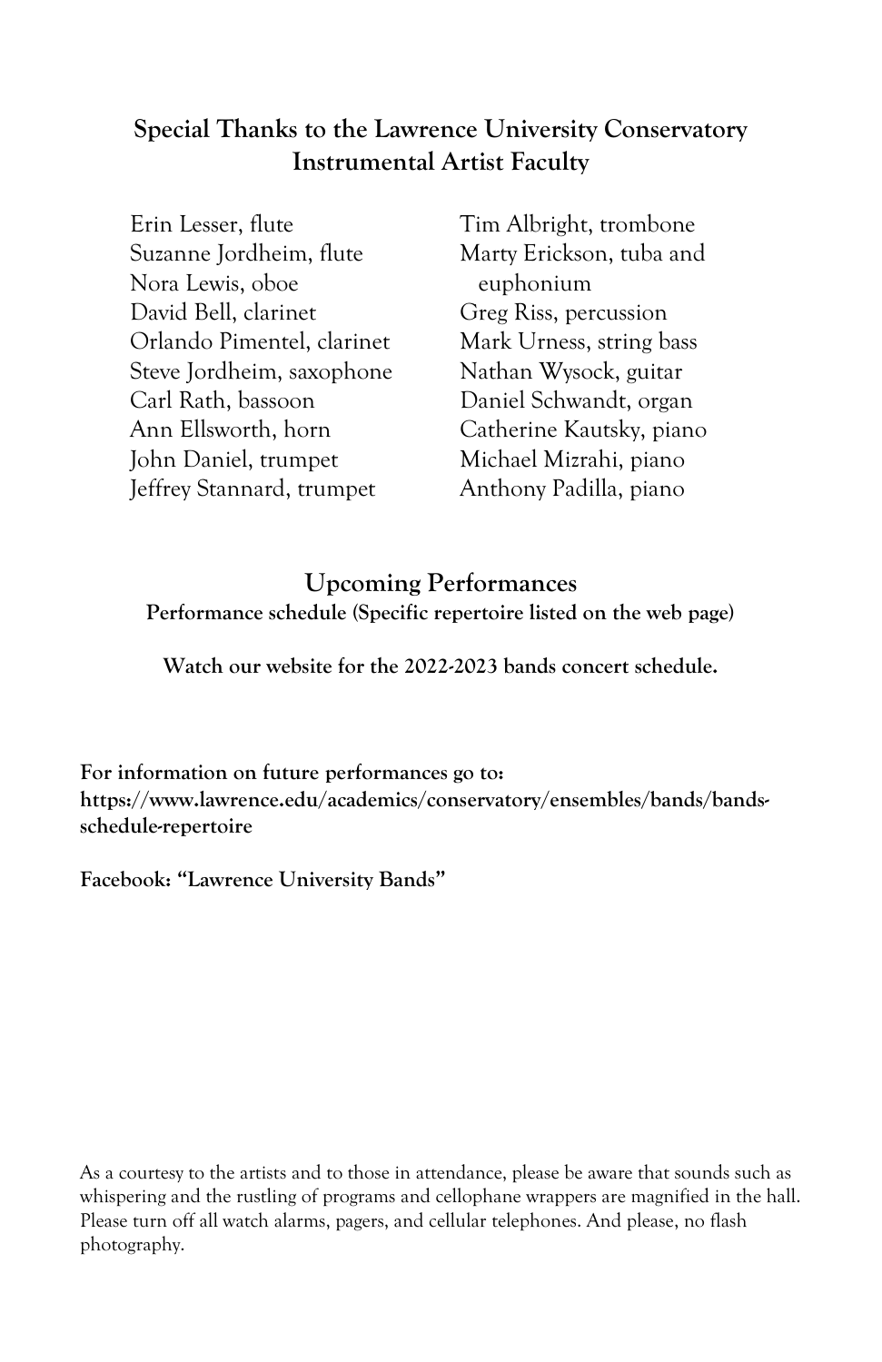## Special Thanks to the Lawrence University Conservatory Instrumental Artist Faculty

Erin Lesser, flute
Suzanne Jordheim, flute
Nora Lewis, oboe
David Bell, clarinet
Orlando Pimentel, clarinet
Steve Jordheim, saxophone
Carl Rath, bassoon
Ann Ellsworth, horn
John Daniel, trumpet
Jeffrey Stannard, trumpet
Tim Albright, trombone
Marty Erickson, tuba and euphonium
Greg Riss, percussion
Mark Urness, string bass
Nathan Wysock, guitar
Daniel Schwandt, organ
Catherine Kautsky, piano
Michael Mizrahi, piano
Anthony Padilla, piano

## Upcoming Performances

**Performance schedule (Specific repertoire listed on the web page)**

**Watch our website for the 2022-2023 bands concert schedule.**

**For information on future performances go to:**
**https://www.lawrence.edu/academics/conservatory/ensembles/bands/bands-schedule-repertoire**

**Facebook: "Lawrence University Bands"**

As a courtesy to the artists and to those in attendance, please be aware that sounds such as whispering and the rustling of programs and cellophane wrappers are magnified in the hall. Please turn off all watch alarms, pagers, and cellular telephones. And please, no flash photography.